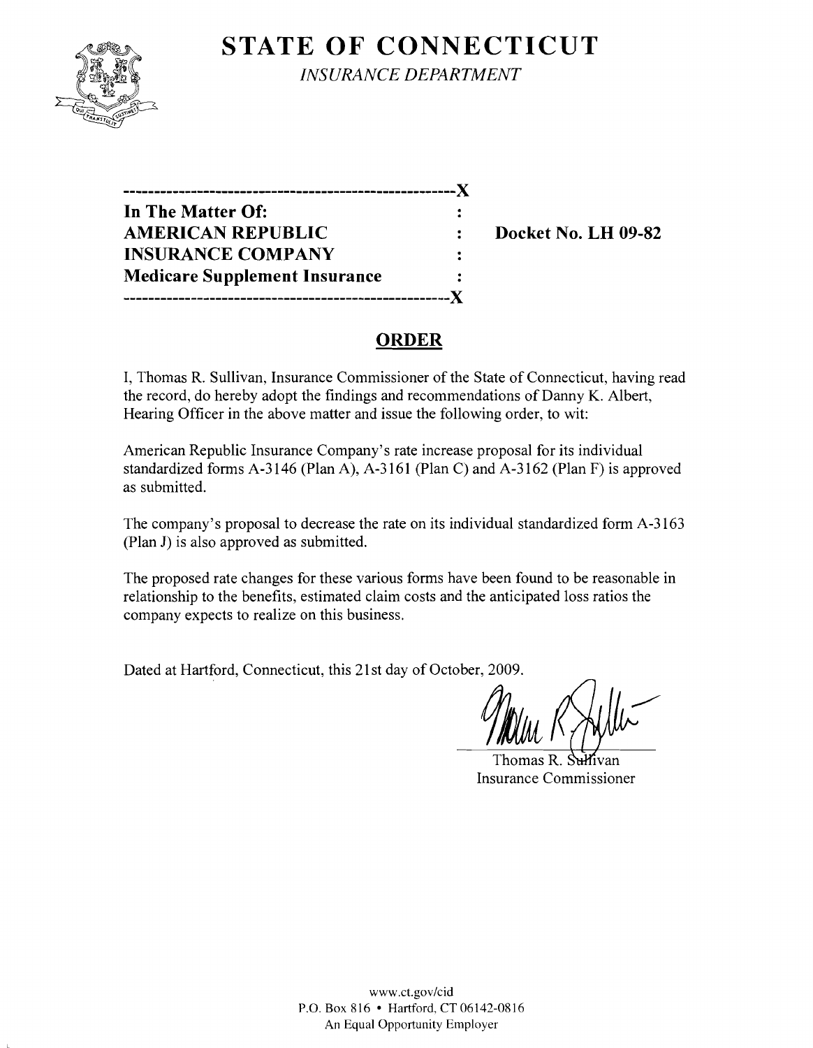# STATE OF CONNECTICUT

*INSURANCE DEPARTMENT*

-----------------------------------------------------X
**In The Matter Of:** :
**AMERICAN REPUBLIC** : **Docket No. LH 09-82**
**INSURANCE COMPANY** :
**Medicare Supplement Insurance** :
-----------------------------------------------------X

## ORDER

I, Thomas R. Sullivan, Insurance Commissioner of the State of Connecticut, having read the record, do hereby adopt the findings and recommendations of Danny K. Albert, Hearing Officer in the above matter and issue the following order, to wit:

American Republic Insurance Company's rate increase proposal for its individual standardized forms A-3146 (Plan A), A-3161 (Plan C) and A-3162 (Plan F) is approved as submitted.

The company's proposal to decrease the rate on its individual standardized form A-3163 (Plan J) is also approved as submitted.

The proposed rate changes for these various forms have been found to be reasonable in relationship to the benefits, estimated claim costs and the anticipated loss ratios the company expects to realize on this business.

Dated at Hartford, Connecticut, this 21st day of October, 2009.

Thomas R. Sullivan
Insurance Commissioner

www.ct.gov/cid
P.O. Box 816 • Hartford, CT 06142-0816
An Equal Opportunity Employer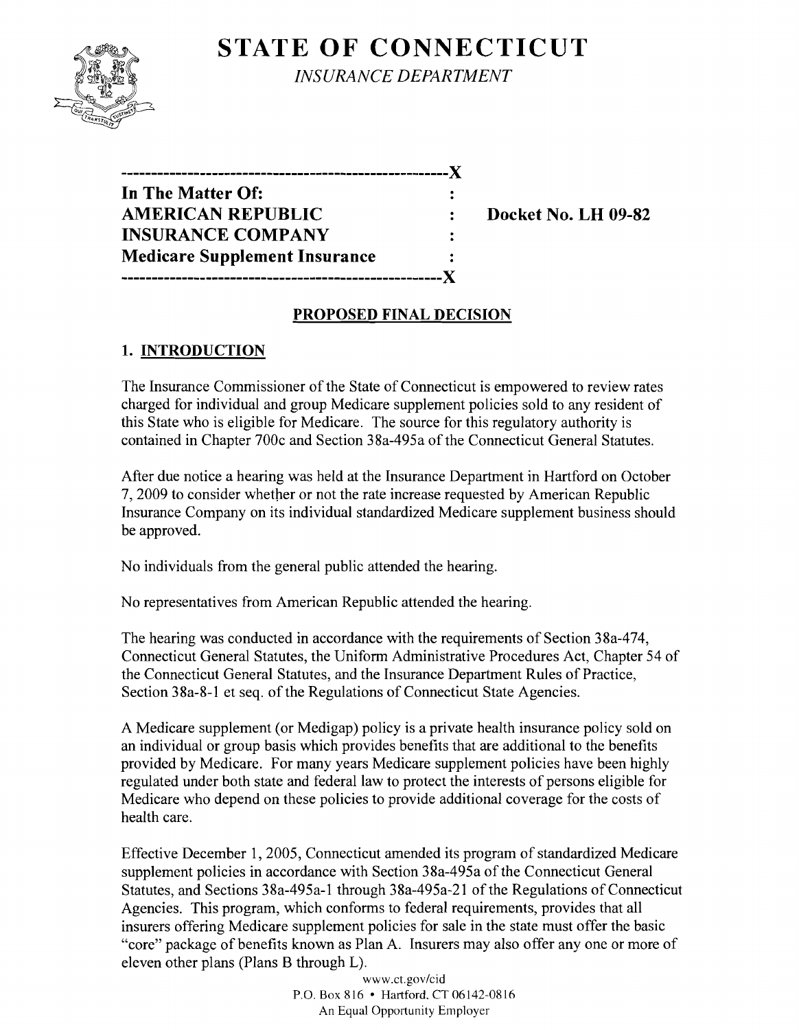# STATE OF CONNECTICUT

*INSURANCE DEPARTMENT*

---

In The Matter Of:
AMERICAN REPUBLIC INSURANCE COMPANY
Medicare Supplement Insurance

**Docket No. LH 09-82**

---

## PROPOSED FINAL DECISION

### 1. INTRODUCTION

The Insurance Commissioner of the State of Connecticut is empowered to review rates charged for individual and group Medicare supplement policies sold to any resident of this State who is eligible for Medicare. The source for this regulatory authority is contained in Chapter 700c and Section 38a-495a of the Connecticut General Statutes.

After due notice a hearing was held at the Insurance Department in Hartford on October 7, 2009 to consider whether or not the rate increase requested by American Republic Insurance Company on its individual standardized Medicare supplement business should be approved.

No individuals from the general public attended the hearing.

No representatives from American Republic attended the hearing.

The hearing was conducted in accordance with the requirements of Section 38a-474, Connecticut General Statutes, the Uniform Administrative Procedures Act, Chapter 54 of the Connecticut General Statutes, and the Insurance Department Rules of Practice, Section 38a-8-1 et seq. of the Regulations of Connecticut State Agencies.

A Medicare supplement (or Medigap) policy is a private health insurance policy sold on an individual or group basis which provides benefits that are additional to the benefits provided by Medicare. For many years Medicare supplement policies have been highly regulated under both state and federal law to protect the interests of persons eligible for Medicare who depend on these policies to provide additional coverage for the costs of health care.

Effective December 1, 2005, Connecticut amended its program of standardized Medicare supplement policies in accordance with Section 38a-495a of the Connecticut General Statutes, and Sections 38a-495a-1 through 38a-495a-21 of the Regulations of Connecticut Agencies. This program, which conforms to federal requirements, provides that all insurers offering Medicare supplement policies for sale in the state must offer the basic "core" package of benefits known as Plan A. Insurers may also offer any one or more of eleven other plans (Plans B through L).

www.ct.gov/cid
P.O. Box 816 • Hartford, CT 06142-0816
An Equal Opportunity Employer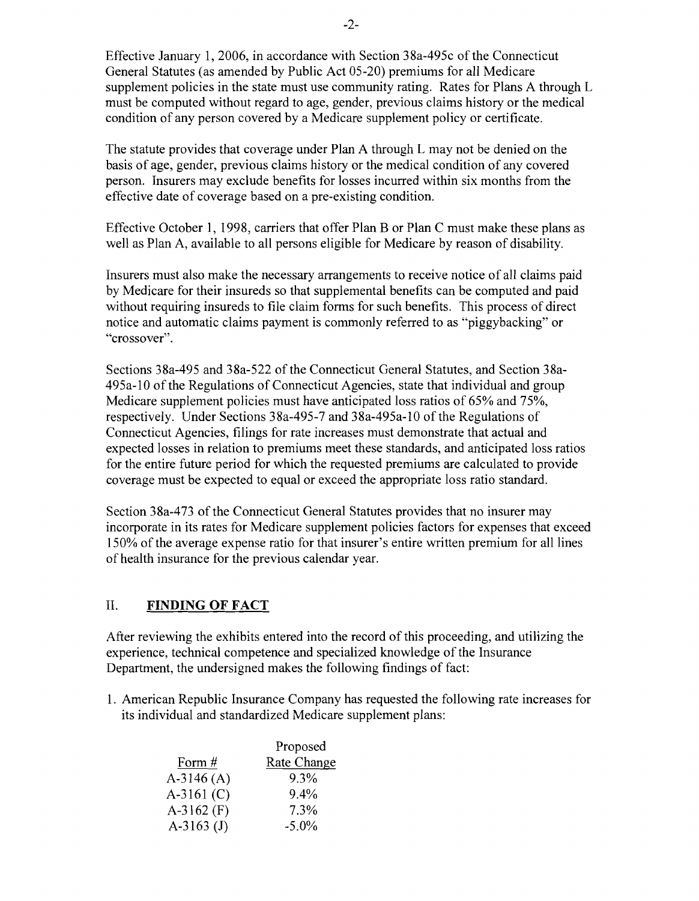Effective January 1, 2006, in accordance with Section 38a-495c of the Connecticut General Statutes (as amended by Public Act 05-20) premiums for all Medicare supplement policies in the state must use community rating. Rates for Plans A through L must be computed without regard to age, gender, previous claims history or the medical condition of any person covered by a Medicare supplement policy or certificate.

The statute provides that coverage under Plan A through L may not be denied on the basis of age, gender, previous claims history or the medical condition of any covered person. Insurers may exclude benefits for losses incurred within six months from the effective date of coverage based on a pre-existing condition.

Effective October 1, 1998, carriers that offer Plan B or Plan C must make these plans as well as Plan A, available to all persons eligible for Medicare by reason of disability.

Insurers must also make the necessary arrangements to receive notice of all claims paid by Medicare for their insureds so that supplemental benefits can be computed and paid without requiring insureds to file claim forms for such benefits. This process of direct notice and automatic claims payment is commonly referred to as "piggybacking" or "crossover".

Sections 38a-495 and 38a-522 of the Connecticut General Statutes, and Section 38a-495a-10 of the Regulations of Connecticut Agencies, state that individual and group Medicare supplement policies must have anticipated loss ratios of 65% and 75%, respectively. Under Sections 38a-495-7 and 38a-495a-10 of the Regulations of Connecticut Agencies, filings for rate increases must demonstrate that actual and expected losses in relation to premiums meet these standards, and anticipated loss ratios for the entire future period for which the requested premiums are calculated to provide coverage must be expected to equal or exceed the appropriate loss ratio standard.

Section 38a-473 of the Connecticut General Statutes provides that no insurer may incorporate in its rates for Medicare supplement policies factors for expenses that exceed 150% of the average expense ratio for that insurer's entire written premium for all lines of health insurance for the previous calendar year.

## II. FINDING OF FACT

After reviewing the exhibits entered into the record of this proceeding, and utilizing the experience, technical competence and specialized knowledge of the Insurance Department, the undersigned makes the following findings of fact:

1. American Republic Insurance Company has requested the following rate increases for its individual and standardized Medicare supplement plans:

| Form # | Proposed Rate Change |
|---|---|
| A-3146 (A) | 9.3% |
| A-3161 (C) | 9.4% |
| A-3162 (F) | 7.3% |
| A-3163 (J) | -5.0% |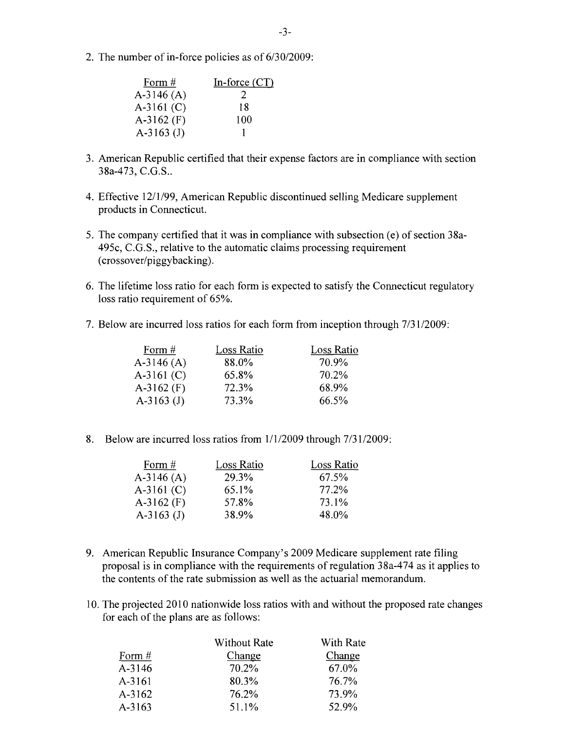2. The number of in-force policies as of 6/30/2009:

| Form # | In-force (CT) |
|---|---|
| A-3146 (A) | 2 |
| A-3161 (C) | 18 |
| A-3162 (F) | 100 |
| A-3163 (J) | 1 |

3. American Republic certified that their expense factors are in compliance with section 38a-473, C.G.S..

4. Effective 12/1/99, American Republic discontinued selling Medicare supplement products in Connecticut.

5. The company certified that it was in compliance with subsection (e) of section 38a-495c, C.G.S., relative to the automatic claims processing requirement (crossover/piggybacking).

6. The lifetime loss ratio for each form is expected to satisfy the Connecticut regulatory loss ratio requirement of 65%.

7. Below are incurred loss ratios for each form from inception through 7/31/2009:

| Form # | Loss Ratio | Loss Ratio |
|---|---|---|
| A-3146 (A) | 88.0% | 70.9% |
| A-3161 (C) | 65.8% | 70.2% |
| A-3162 (F) | 72.3% | 68.9% |
| A-3163 (J) | 73.3% | 66.5% |

8. Below are incurred loss ratios from 1/1/2009 through 7/31/2009:

| Form # | Loss Ratio | Loss Ratio |
|---|---|---|
| A-3146 (A) | 29.3% | 67.5% |
| A-3161 (C) | 65.1% | 77.2% |
| A-3162 (F) | 57.8% | 73.1% |
| A-3163 (J) | 38.9% | 48.0% |

9. American Republic Insurance Company's 2009 Medicare supplement rate filing proposal is in compliance with the requirements of regulation 38a-474 as it applies to the contents of the rate submission as well as the actuarial memorandum.

10. The projected 2010 nationwide loss ratios with and without the proposed rate changes for each of the plans are as follows:

| Form # | Without Rate Change | With Rate Change |
|---|---|---|
| A-3146 | 70.2% | 67.0% |
| A-3161 | 80.3% | 76.7% |
| A-3162 | 76.2% | 73.9% |
| A-3163 | 51.1% | 52.9% |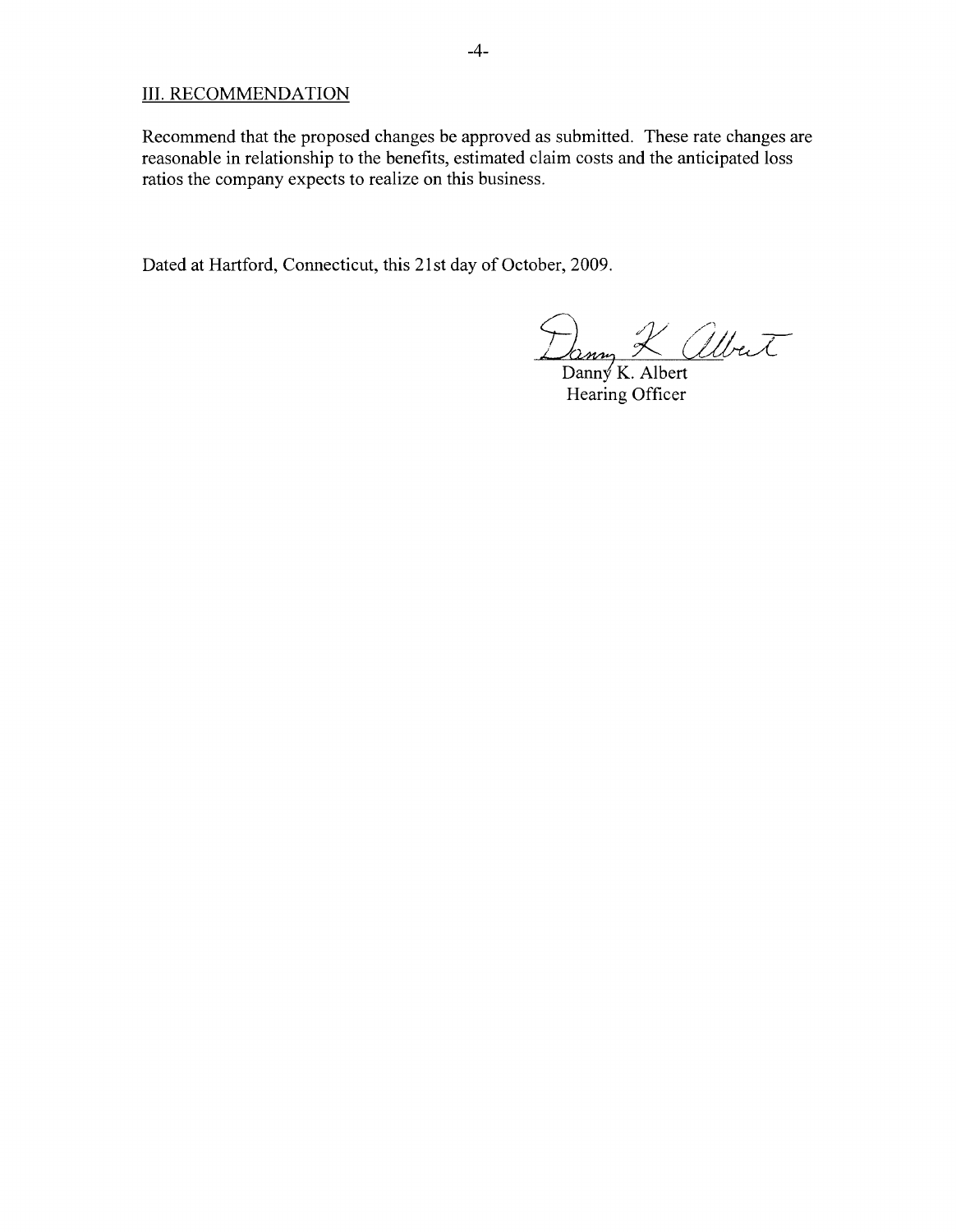## III. RECOMMENDATION

Recommend that the proposed changes be approved as submitted. These rate changes are reasonable in relationship to the benefits, estimated claim costs and the anticipated loss ratios the company expects to realize on this business.

Dated at Hartford, Connecticut, this 21st day of October, 2009.

Danny K. Albert  
Hearing Officer